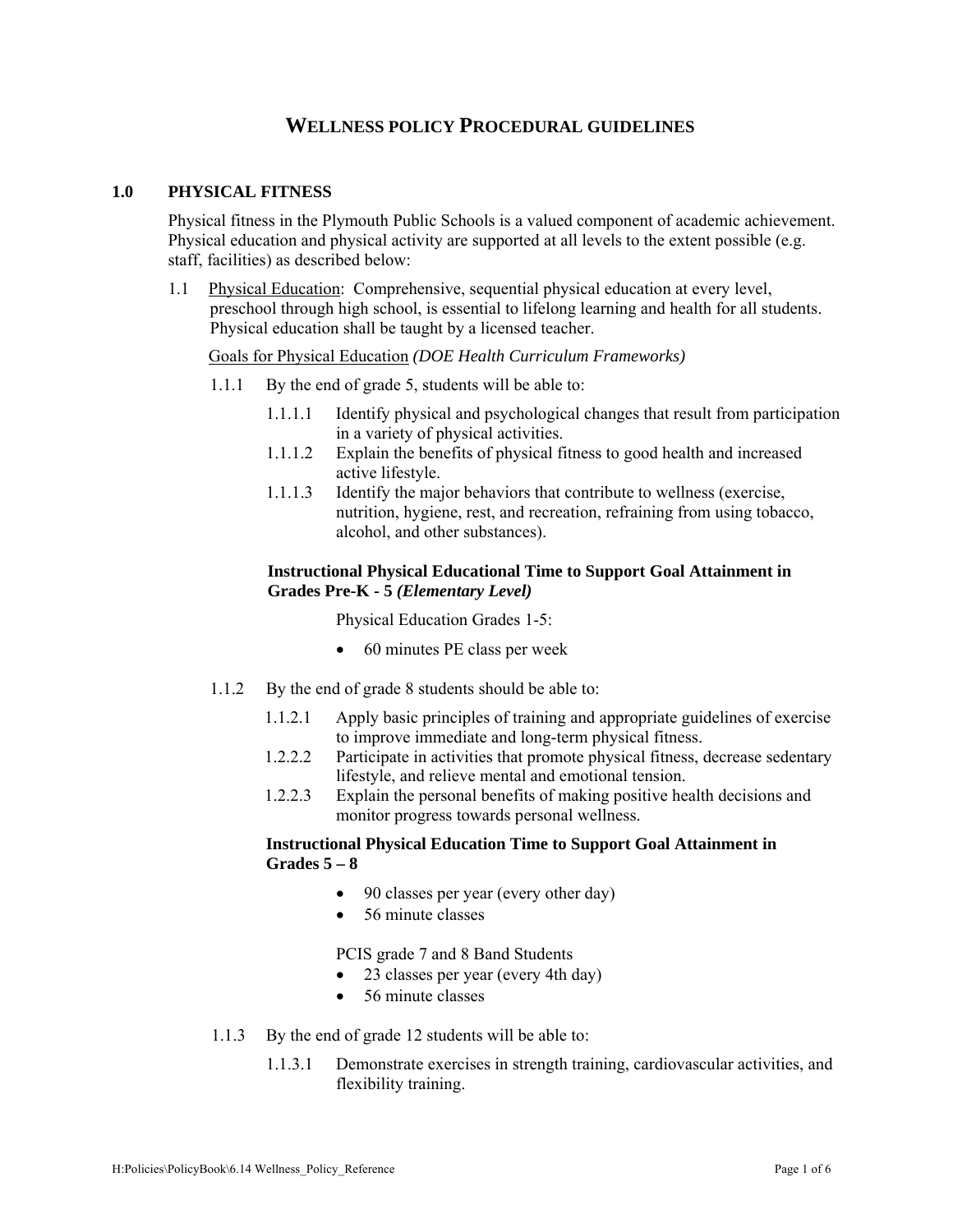# WELLNESS POLICY PROCEDURAL GUIDELINES

## 1.0 PHYSICAL FITNESS

Physical fitness in the Plymouth Public Schools is a valued component of academic achievement. Physical education and physical activity are supported at all levels to the extent possible (e.g. staff, facilities) as described below:

1.1 Physical Education: Comprehensive, sequential physical education at every level, preschool through high school, is essential to lifelong learning and health for all students. Physical education shall be taught by a licensed teacher.

Goals for Physical Education *(DOE Health Curriculum Frameworks)*

1.1.1 By the end of grade 5, students will be able to:

- 1.1.1.1 Identify physical and psychological changes that result from participation in a variety of physical activities.
- 1.1.1.2 Explain the benefits of physical fitness to good health and increased active lifestyle.
- 1.1.1.3 Identify the major behaviors that contribute to wellness (exercise, nutrition, hygiene, rest, and recreation, refraining from using tobacco, alcohol, and other substances).

**Instructional Physical Educational Time to Support Goal Attainment in Grades Pre-K - 5** ***(Elementary Level)***

Physical Education Grades 1-5:

- 60 minutes PE class per week

1.1.2 By the end of grade 8 students should be able to:

- 1.1.2.1 Apply basic principles of training and appropriate guidelines of exercise to improve immediate and long-term physical fitness.
- 1.2.2.2 Participate in activities that promote physical fitness, decrease sedentary lifestyle, and relieve mental and emotional tension.
- 1.2.2.3 Explain the personal benefits of making positive health decisions and monitor progress towards personal wellness.

**Instructional Physical Education Time to Support Goal Attainment in Grades 5 – 8**

- 90 classes per year (every other day)
- 56 minute classes

PCIS grade 7 and 8 Band Students

- 23 classes per year (every 4th day)
- 56 minute classes

1.1.3 By the end of grade 12 students will be able to:

- 1.1.3.1 Demonstrate exercises in strength training, cardiovascular activities, and flexibility training.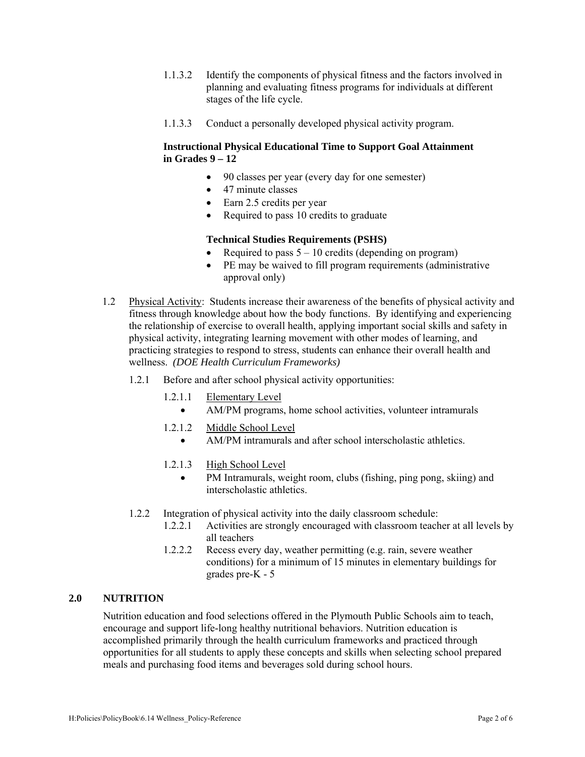1.1.3.2 Identify the components of physical fitness and the factors involved in planning and evaluating fitness programs for individuals at different stages of the life cycle.

1.1.3.3 Conduct a personally developed physical activity program.

**Instructional Physical Educational Time to Support Goal Attainment in Grades 9 – 12**

- 90 classes per year (every day for one semester)
- 47 minute classes
- Earn 2.5 credits per year
- Required to pass 10 credits to graduate

**Technical Studies Requirements (PSHS)**

- Required to pass 5 – 10 credits (depending on program)
- PE may be waived to fill program requirements (administrative approval only)

1.2 Physical Activity: Students increase their awareness of the benefits of physical activity and fitness through knowledge about how the body functions. By identifying and experiencing the relationship of exercise to overall health, applying important social skills and safety in physical activity, integrating learning movement with other modes of learning, and practicing strategies to respond to stress, students can enhance their overall health and wellness. *(DOE Health Curriculum Frameworks)*

1.2.1 Before and after school physical activity opportunities:

1.2.1.1 Elementary Level

- AM/PM programs, home school activities, volunteer intramurals

1.2.1.2 Middle School Level

- AM/PM intramurals and after school interscholastic athletics.

1.2.1.3 High School Level

- PM Intramurals, weight room, clubs (fishing, ping pong, skiing) and interscholastic athletics.

1.2.2 Integration of physical activity into the daily classroom schedule:

1.2.2.1 Activities are strongly encouraged with classroom teacher at all levels by all teachers

1.2.2.2 Recess every day, weather permitting (e.g. rain, severe weather conditions) for a minimum of 15 minutes in elementary buildings for grades pre-K - 5

## 2.0 NUTRITION

Nutrition education and food selections offered in the Plymouth Public Schools aim to teach, encourage and support life-long healthy nutritional behaviors. Nutrition education is accomplished primarily through the health curriculum frameworks and practiced through opportunities for all students to apply these concepts and skills when selecting school prepared meals and purchasing food items and beverages sold during school hours.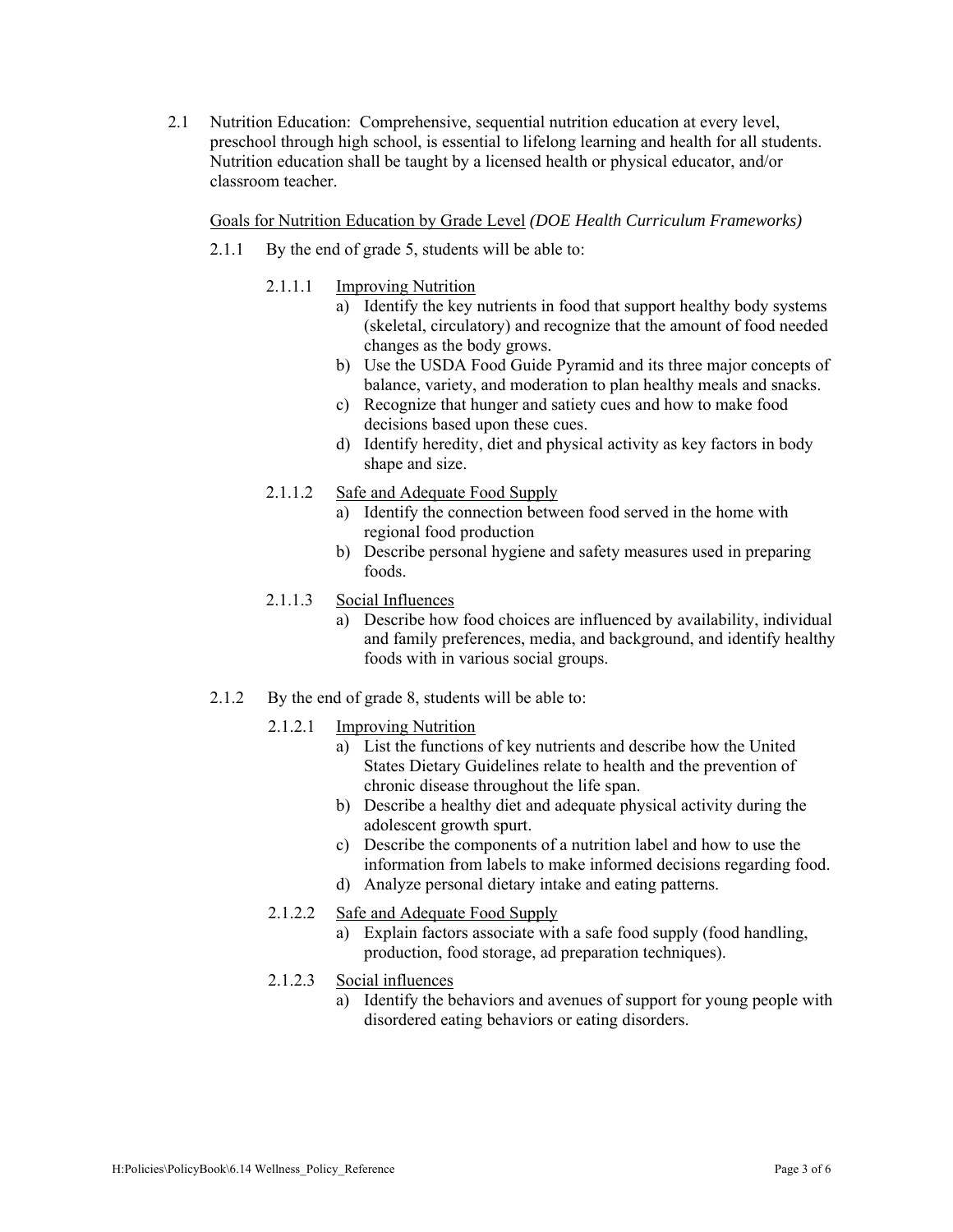2.1 Nutrition Education: Comprehensive, sequential nutrition education at every level, preschool through high school, is essential to lifelong learning and health for all students. Nutrition education shall be taught by a licensed health or physical educator, and/or classroom teacher.

<u>Goals for Nutrition Education by Grade Level</u> *(DOE Health Curriculum Frameworks)*

2.1.1 By the end of grade 5, students will be able to:

2.1.1.1 <u>Improving Nutrition</u>

a) Identify the key nutrients in food that support healthy body systems (skeletal, circulatory) and recognize that the amount of food needed changes as the body grows.
b) Use the USDA Food Guide Pyramid and its three major concepts of balance, variety, and moderation to plan healthy meals and snacks.
c) Recognize that hunger and satiety cues and how to make food decisions based upon these cues.
d) Identify heredity, diet and physical activity as key factors in body shape and size.

2.1.1.2 <u>Safe and Adequate Food Supply</u>

a) Identify the connection between food served in the home with regional food production
b) Describe personal hygiene and safety measures used in preparing foods.

2.1.1.3 <u>Social Influences</u>

a) Describe how food choices are influenced by availability, individual and family preferences, media, and background, and identify healthy foods with in various social groups.

2.1.2 By the end of grade 8, students will be able to:

2.1.2.1 <u>Improving Nutrition</u>

a) List the functions of key nutrients and describe how the United States Dietary Guidelines relate to health and the prevention of chronic disease throughout the life span.
b) Describe a healthy diet and adequate physical activity during the adolescent growth spurt.
c) Describe the components of a nutrition label and how to use the information from labels to make informed decisions regarding food.
d) Analyze personal dietary intake and eating patterns.

2.1.2.2 <u>Safe and Adequate Food Supply</u>

a) Explain factors associate with a safe food supply (food handling, production, food storage, ad preparation techniques).

2.1.2.3 <u>Social influences</u>

a) Identify the behaviors and avenues of support for young people with disordered eating behaviors or eating disorders.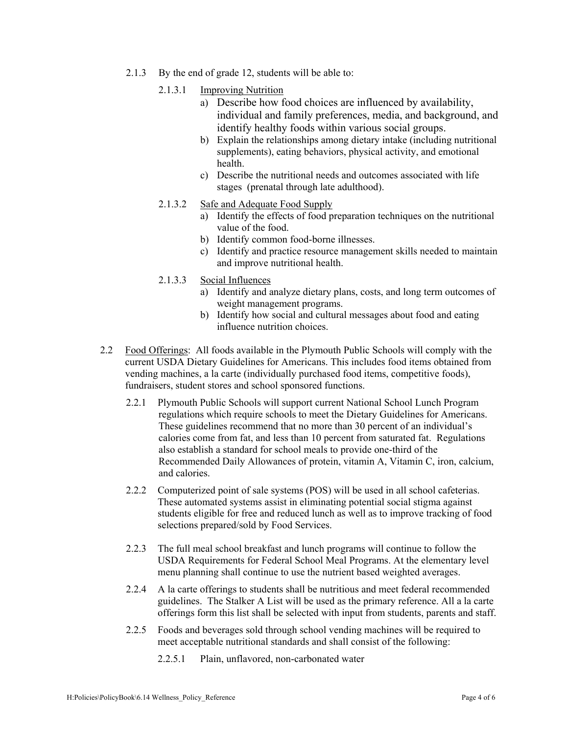2.1.3 By the end of grade 12, students will be able to:

2.1.3.1 Improving Nutrition

a) Describe how food choices are influenced by availability, individual and family preferences, media, and background, and identify healthy foods within various social groups.
b) Explain the relationships among dietary intake (including nutritional supplements), eating behaviors, physical activity, and emotional health.
c) Describe the nutritional needs and outcomes associated with life stages (prenatal through late adulthood).

2.1.3.2 Safe and Adequate Food Supply

a) Identify the effects of food preparation techniques on the nutritional value of the food.
b) Identify common food-borne illnesses.
c) Identify and practice resource management skills needed to maintain and improve nutritional health.

2.1.3.3 Social Influences

a) Identify and analyze dietary plans, costs, and long term outcomes of weight management programs.
b) Identify how social and cultural messages about food and eating influence nutrition choices.

2.2 Food Offerings: All foods available in the Plymouth Public Schools will comply with the current USDA Dietary Guidelines for Americans. This includes food items obtained from vending machines, a la carte (individually purchased food items, competitive foods), fundraisers, student stores and school sponsored functions.

2.2.1 Plymouth Public Schools will support current National School Lunch Program regulations which require schools to meet the Dietary Guidelines for Americans. These guidelines recommend that no more than 30 percent of an individual's calories come from fat, and less than 10 percent from saturated fat. Regulations also establish a standard for school meals to provide one-third of the Recommended Daily Allowances of protein, vitamin A, Vitamin C, iron, calcium, and calories.

2.2.2 Computerized point of sale systems (POS) will be used in all school cafeterias. These automated systems assist in eliminating potential social stigma against students eligible for free and reduced lunch as well as to improve tracking of food selections prepared/sold by Food Services.

2.2.3 The full meal school breakfast and lunch programs will continue to follow the USDA Requirements for Federal School Meal Programs. At the elementary level menu planning shall continue to use the nutrient based weighted averages.

2.2.4 A la carte offerings to students shall be nutritious and meet federal recommended guidelines. The Stalker A List will be used as the primary reference. All a la carte offerings form this list shall be selected with input from students, parents and staff.

2.2.5 Foods and beverages sold through school vending machines will be required to meet acceptable nutritional standards and shall consist of the following:

2.2.5.1 Plain, unflavored, non-carbonated water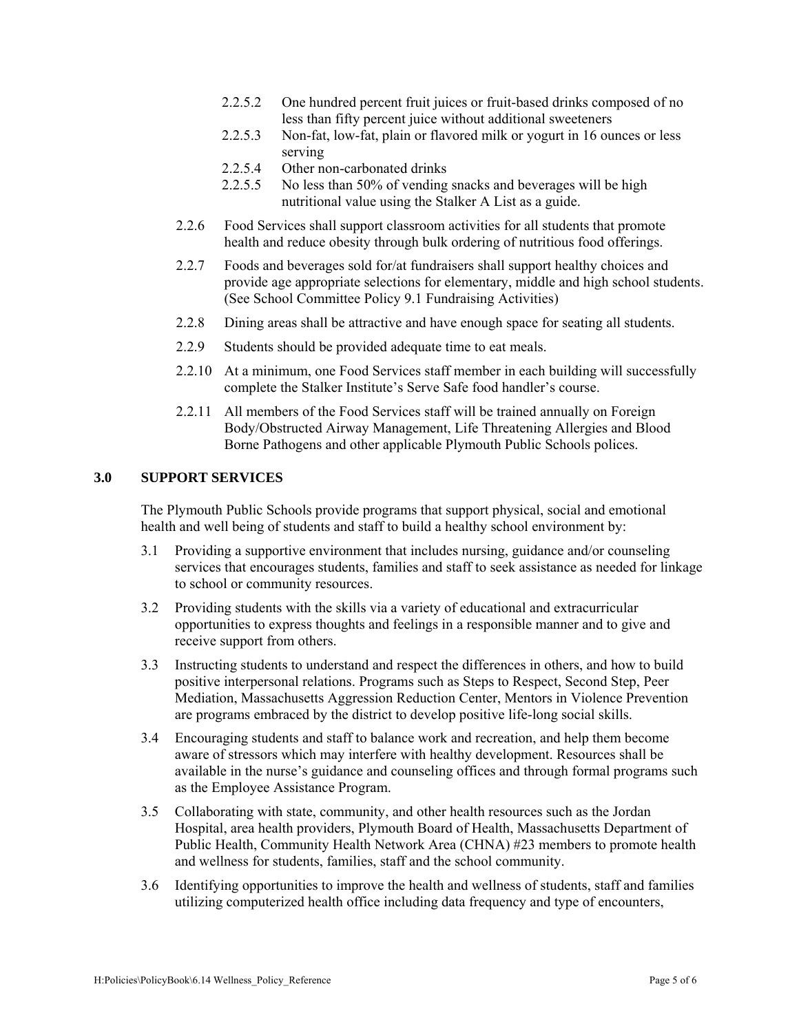2.2.5.2 One hundred percent fruit juices or fruit-based drinks composed of no less than fifty percent juice without additional sweeteners

2.2.5.3 Non-fat, low-fat, plain or flavored milk or yogurt in 16 ounces or less serving

2.2.5.4 Other non-carbonated drinks

2.2.5.5 No less than 50% of vending snacks and beverages will be high nutritional value using the Stalker A List as a guide.

2.2.6 Food Services shall support classroom activities for all students that promote health and reduce obesity through bulk ordering of nutritious food offerings.

2.2.7 Foods and beverages sold for/at fundraisers shall support healthy choices and provide age appropriate selections for elementary, middle and high school students. (See School Committee Policy 9.1 Fundraising Activities)

2.2.8 Dining areas shall be attractive and have enough space for seating all students.

2.2.9 Students should be provided adequate time to eat meals.

2.2.10 At a minimum, one Food Services staff member in each building will successfully complete the Stalker Institute's Serve Safe food handler's course.

2.2.11 All members of the Food Services staff will be trained annually on Foreign Body/Obstructed Airway Management, Life Threatening Allergies and Blood Borne Pathogens and other applicable Plymouth Public Schools polices.

## 3.0 SUPPORT SERVICES

The Plymouth Public Schools provide programs that support physical, social and emotional health and well being of students and staff to build a healthy school environment by:

3.1 Providing a supportive environment that includes nursing, guidance and/or counseling services that encourages students, families and staff to seek assistance as needed for linkage to school or community resources.

3.2 Providing students with the skills via a variety of educational and extracurricular opportunities to express thoughts and feelings in a responsible manner and to give and receive support from others.

3.3 Instructing students to understand and respect the differences in others, and how to build positive interpersonal relations. Programs such as Steps to Respect, Second Step, Peer Mediation, Massachusetts Aggression Reduction Center, Mentors in Violence Prevention are programs embraced by the district to develop positive life-long social skills.

3.4 Encouraging students and staff to balance work and recreation, and help them become aware of stressors which may interfere with healthy development. Resources shall be available in the nurse's guidance and counseling offices and through formal programs such as the Employee Assistance Program.

3.5 Collaborating with state, community, and other health resources such as the Jordan Hospital, area health providers, Plymouth Board of Health, Massachusetts Department of Public Health, Community Health Network Area (CHNA) #23 members to promote health and wellness for students, families, staff and the school community.

3.6 Identifying opportunities to improve the health and wellness of students, staff and families utilizing computerized health office including data frequency and type of encounters,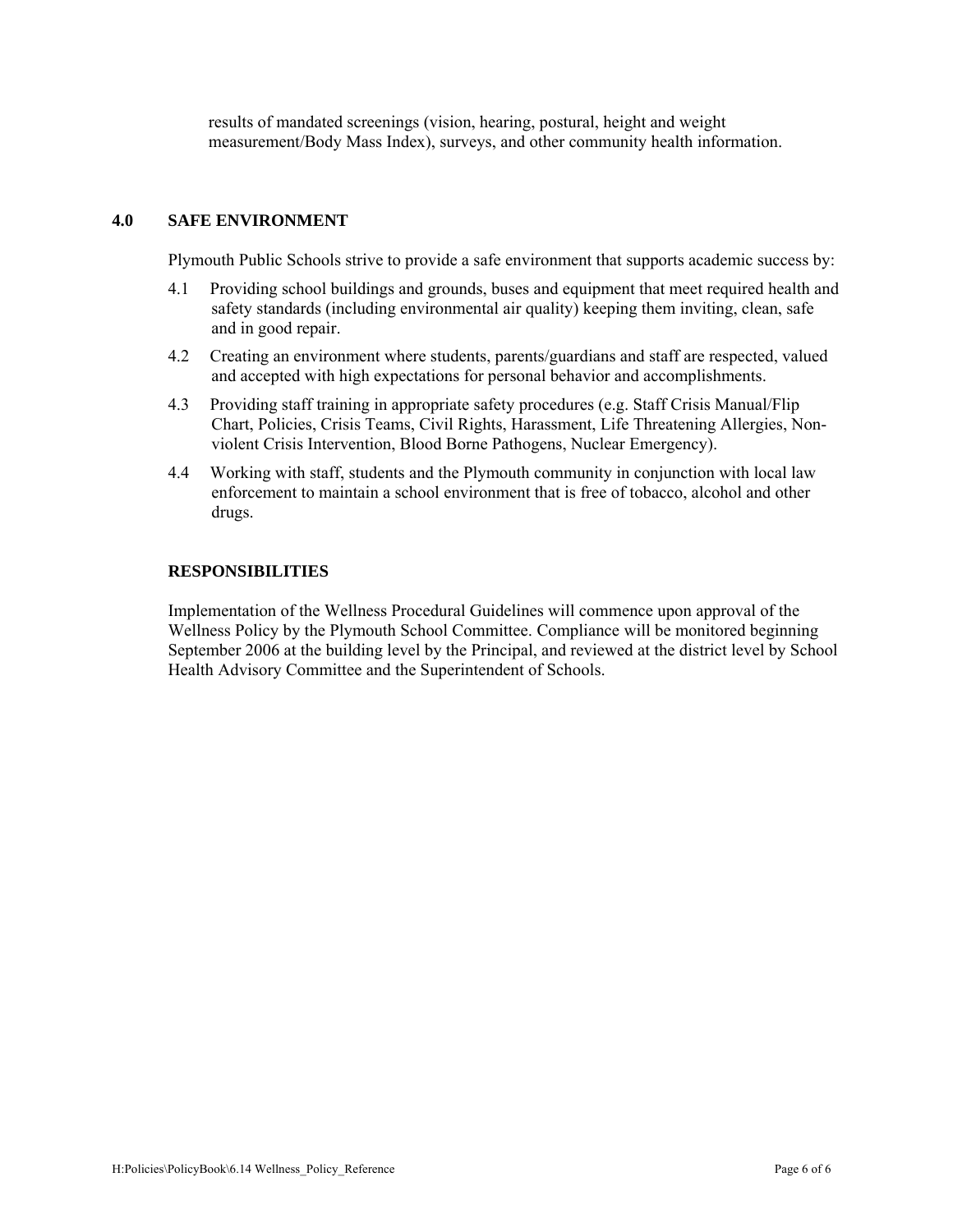results of mandated screenings (vision, hearing, postural, height and weight measurement/Body Mass Index), surveys, and other community health information.

## 4.0 SAFE ENVIRONMENT

Plymouth Public Schools strive to provide a safe environment that supports academic success by:

4.1 Providing school buildings and grounds, buses and equipment that meet required health and safety standards (including environmental air quality) keeping them inviting, clean, safe and in good repair.

4.2 Creating an environment where students, parents/guardians and staff are respected, valued and accepted with high expectations for personal behavior and accomplishments.

4.3 Providing staff training in appropriate safety procedures (e.g. Staff Crisis Manual/Flip Chart, Policies, Crisis Teams, Civil Rights, Harassment, Life Threatening Allergies, Non-violent Crisis Intervention, Blood Borne Pathogens, Nuclear Emergency).

4.4 Working with staff, students and the Plymouth community in conjunction with local law enforcement to maintain a school environment that is free of tobacco, alcohol and other drugs.

## RESPONSIBILITIES

Implementation of the Wellness Procedural Guidelines will commence upon approval of the Wellness Policy by the Plymouth School Committee. Compliance will be monitored beginning September 2006 at the building level by the Principal, and reviewed at the district level by School Health Advisory Committee and the Superintendent of Schools.